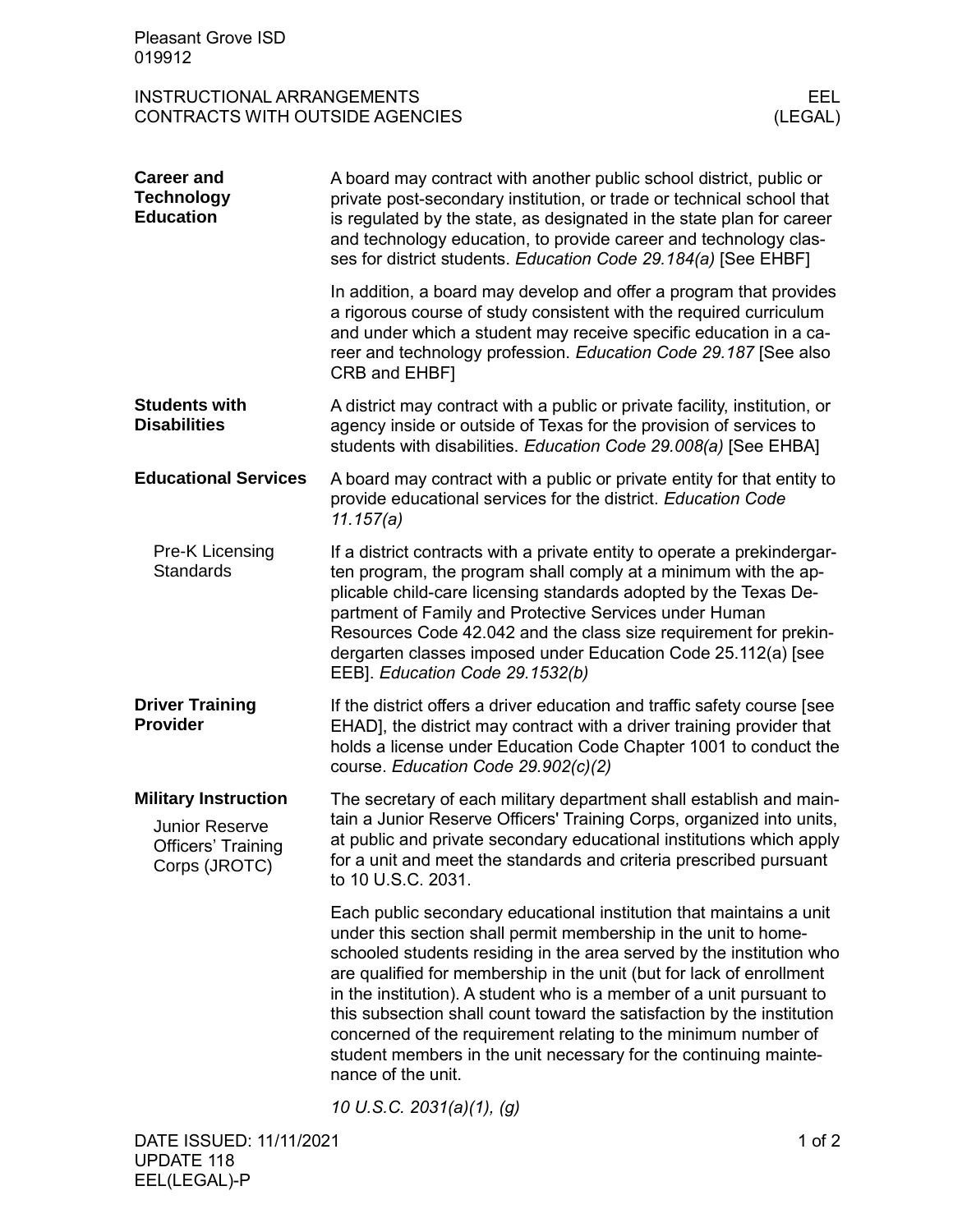Pleasant Grove ISD
019912

# INSTRUCTIONAL ARRANGEMENTS
# CONTRACTS WITH OUTSIDE AGENCIES

EEL (LEGAL)

## Career and Technology Education

A board may contract with another public school district, public or private post-secondary institution, or trade or technical school that is regulated by the state, as designated in the state plan for career and technology education, to provide career and technology classes for district students. *Education Code 29.184(a)* [See EHBF]

In addition, a board may develop and offer a program that provides a rigorous course of study consistent with the required curriculum and under which a student may receive specific education in a career and technology profession. *Education Code 29.187* [See also CRB and EHBF]

## Students with Disabilities

A district may contract with a public or private facility, institution, or agency inside or outside of Texas for the provision of services to students with disabilities. *Education Code 29.008(a)* [See EHBA]

## Educational Services

A board may contract with a public or private entity for that entity to provide educational services for the district. *Education Code 11.157(a)*

### Pre-K Licensing Standards

If a district contracts with a private entity to operate a prekindergarten program, the program shall comply at a minimum with the applicable child-care licensing standards adopted by the Texas Department of Family and Protective Services under Human Resources Code 42.042 and the class size requirement for prekindergarten classes imposed under Education Code 25.112(a) [see EEB]. *Education Code 29.1532(b)*

## Driver Training Provider

If the district offers a driver education and traffic safety course [see EHAD], the district may contract with a driver training provider that holds a license under Education Code Chapter 1001 to conduct the course. *Education Code 29.902(c)(2)*

## Military Instruction

### Junior Reserve Officers' Training Corps (JROTC)

The secretary of each military department shall establish and maintain a Junior Reserve Officers' Training Corps, organized into units, at public and private secondary educational institutions which apply for a unit and meet the standards and criteria prescribed pursuant to 10 U.S.C. 2031.

Each public secondary educational institution that maintains a unit under this section shall permit membership in the unit to home-schooled students residing in the area served by the institution who are qualified for membership in the unit (but for lack of enrollment in the institution). A student who is a member of a unit pursuant to this subsection shall count toward the satisfaction by the institution concerned of the requirement relating to the minimum number of student members in the unit necessary for the continuing maintenance of the unit.

*10 U.S.C. 2031(a)(1), (g)*

DATE ISSUED: 11/11/2021
UPDATE 118
EEL(LEGAL)-P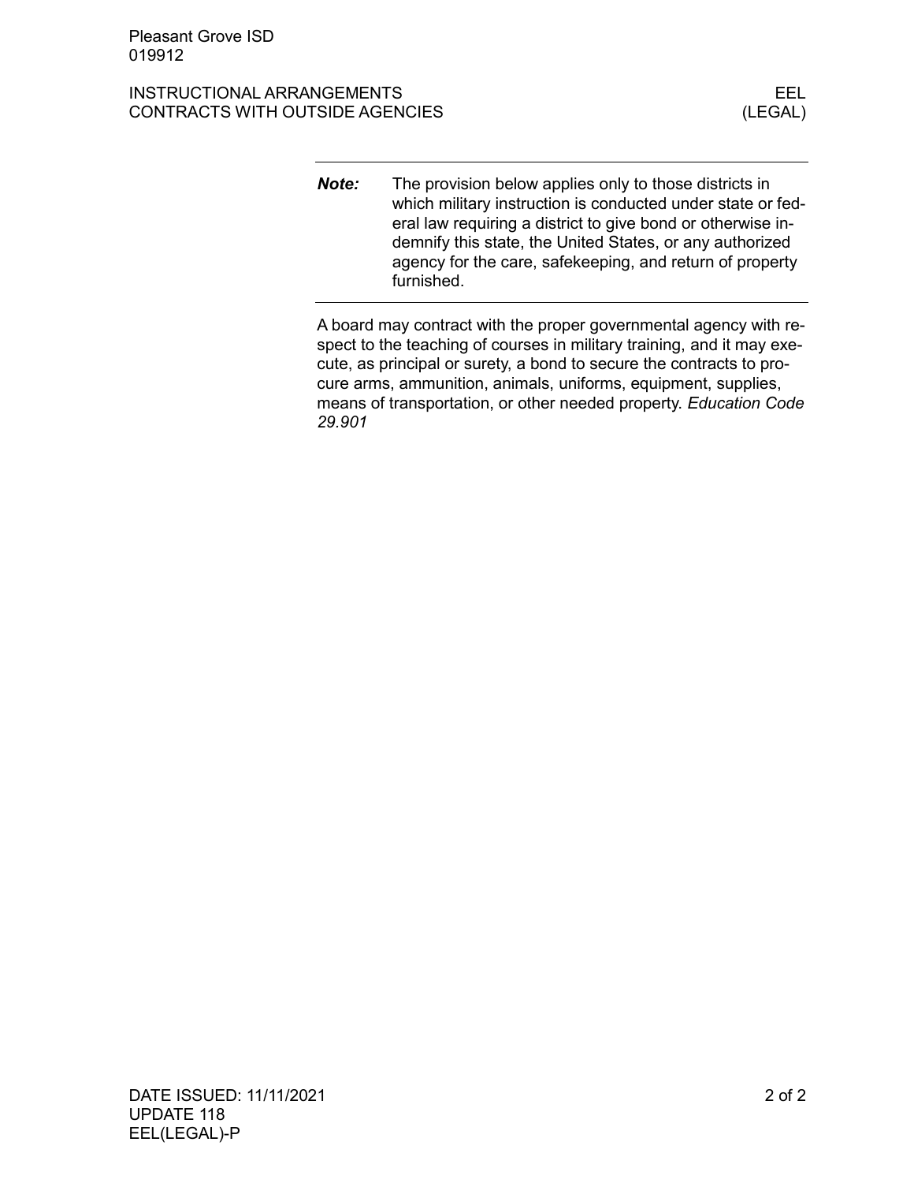***Note:*** The provision below applies only to those districts in which military instruction is conducted under state or federal law requiring a district to give bond or otherwise indemnify this state, the United States, or any authorized agency for the care, safekeeping, and return of property furnished.

A board may contract with the proper governmental agency with respect to the teaching of courses in military training, and it may execute, as principal or surety, a bond to secure the contracts to procure arms, ammunition, animals, uniforms, equipment, supplies, means of transportation, or other needed property. *Education Code 29.901*